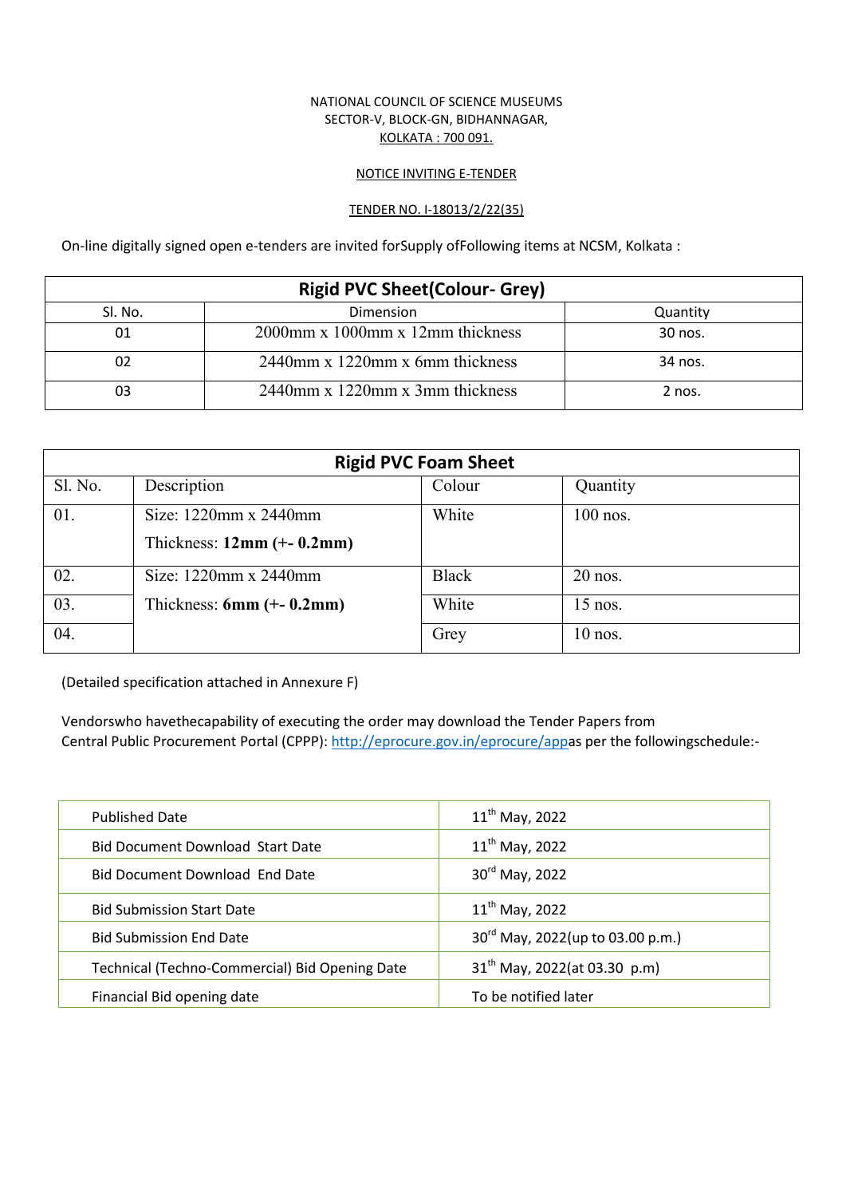NATIONAL COUNCIL OF SCIENCE MUSEUMS
SECTOR-V, BLOCK-GN, BIDHANNAGAR,
KOLKATA : 700 091.

NOTICE INVITING E-TENDER

TENDER NO. I-18013/2/22(35)

On-line digitally signed open e-tenders are invited forSupply ofFollowing items at NCSM, Kolkata :

| **Rigid PVC Sheet(Colour- Grey)** | | |
|---|---|---|
| Sl. No. | Dimension | Quantity |
| 01 | 2000mm x 1000mm x 12mm thickness | 30 nos. |
| 02 | 2440mm x 1220mm x 6mm thickness | 34 nos. |
| 03 | 2440mm x 1220mm x 3mm thickness | 2 nos. |

| **Rigid PVC Foam Sheet** | | | |
|---|---|---|---|
| Sl. No. | Description | Colour | Quantity |
| 01. | Size: 1220mm x 2440mm<br>Thickness: **12mm (+- 0.2mm)** | White | 100 nos. |
| 02. | Size: 1220mm x 2440mm<br>Thickness: **6mm (+- 0.2mm)** | Black | 20 nos. |
| 03. | | White | 15 nos. |
| 04. | | Grey | 10 nos. |

(Detailed specification attached in Annexure F)

Vendorswho havethecapability of executing the order may download the Tender Papers from Central Public Procurement Portal (CPPP): http://eprocure.gov.in/eprocure/appas per the followingschedule:-

| | |
|---|---|
| Published Date | 11th May, 2022 |
| Bid Document Download Start Date | 11th May, 2022 |
| Bid Document Download End Date | 30rd May, 2022 |
| Bid Submission Start Date | 11th May, 2022 |
| Bid Submission End Date | 30rd May, 2022(up to 03.00 p.m.) |
| Technical (Techno-Commercial) Bid Opening Date | 31th May, 2022(at 03.30 p.m) |
| Financial Bid opening date | To be notified later |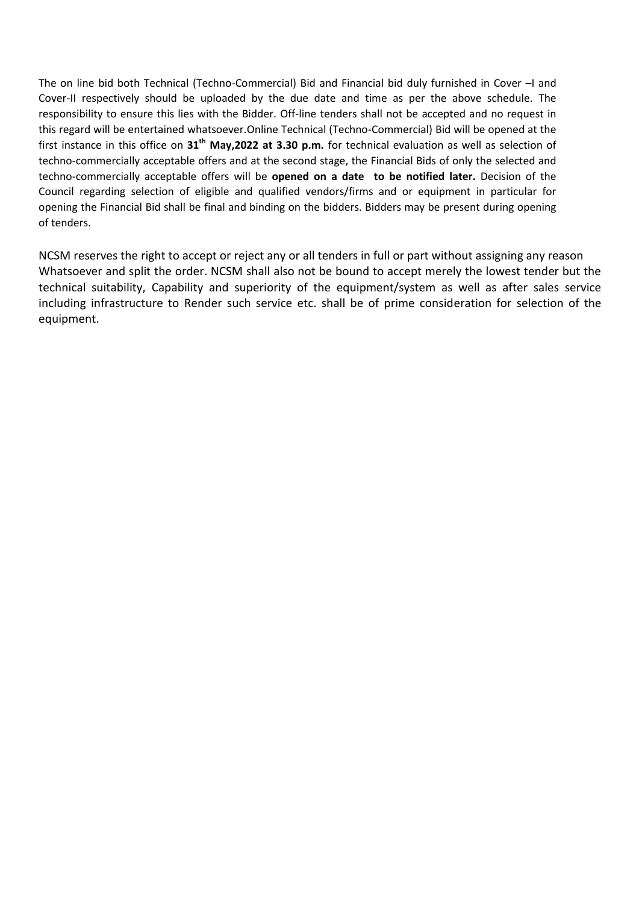The on line bid both Technical (Techno-Commercial) Bid and Financial bid duly furnished in Cover –I and Cover-II respectively should be uploaded by the due date and time as per the above schedule. The responsibility to ensure this lies with the Bidder. Off-line tenders shall not be accepted and no request in this regard will be entertained whatsoever.Online Technical (Techno-Commercial) Bid will be opened at the first instance in this office on **31th May,2022 at 3.30 p.m.** for technical evaluation as well as selection of techno-commercially acceptable offers and at the second stage, the Financial Bids of only the selected and techno-commercially acceptable offers will be **opened on a date to be notified later.** Decision of the Council regarding selection of eligible and qualified vendors/firms and or equipment in particular for opening the Financial Bid shall be final and binding on the bidders. Bidders may be present during opening of tenders.

NCSM reserves the right to accept or reject any or all tenders in full or part without assigning any reason Whatsoever and split the order. NCSM shall also not be bound to accept merely the lowest tender but the technical suitability, Capability and superiority of the equipment/system as well as after sales service including infrastructure to Render such service etc. shall be of prime consideration for selection of the equipment.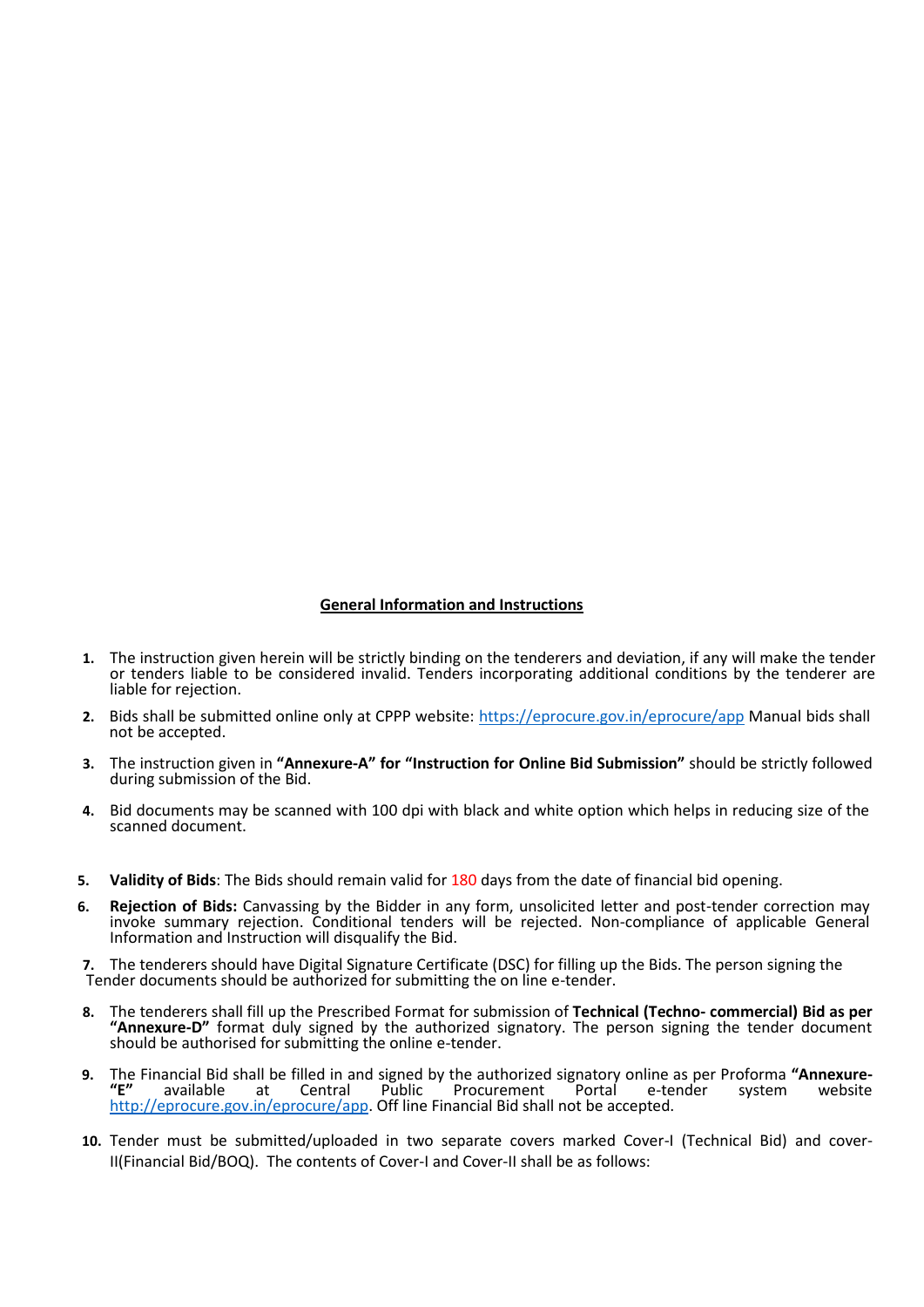## General Information and Instructions

1. The instruction given herein will be strictly binding on the tenderers and deviation, if any will make the tender or tenders liable to be considered invalid. Tenders incorporating additional conditions by the tenderer are liable for rejection.

2. Bids shall be submitted online only at CPPP website: https://eprocure.gov.in/eprocure/app Manual bids shall not be accepted.

3. The instruction given in **"Annexure-A" for "Instruction for Online Bid Submission"** should be strictly followed during submission of the Bid.

4. Bid documents may be scanned with 100 dpi with black and white option which helps in reducing size of the scanned document.

5. **Validity of Bids**: The Bids should remain valid for 180 days from the date of financial bid opening.

6. **Rejection of Bids:** Canvassing by the Bidder in any form, unsolicited letter and post-tender correction may invoke summary rejection. Conditional tenders will be rejected. Non-compliance of applicable General Information and Instruction will disqualify the Bid.

7. The tenderers should have Digital Signature Certificate (DSC) for filling up the Bids. The person signing the Tender documents should be authorized for submitting the on line e-tender.

8. The tenderers shall fill up the Prescribed Format for submission of **Technical (Techno- commercial) Bid as per "Annexure-D"** format duly signed by the authorized signatory. The person signing the tender document should be authorised for submitting the online e-tender.

9. The Financial Bid shall be filled in and signed by the authorized signatory online as per Proforma **"Annexure-"E"** available at Central Public Procurement Portal e-tender system website http://eprocure.gov.in/eprocure/app. Off line Financial Bid shall not be accepted.

10. Tender must be submitted/uploaded in two separate covers marked Cover-I (Technical Bid) and cover-II(Financial Bid/BOQ). The contents of Cover-I and Cover-II shall be as follows: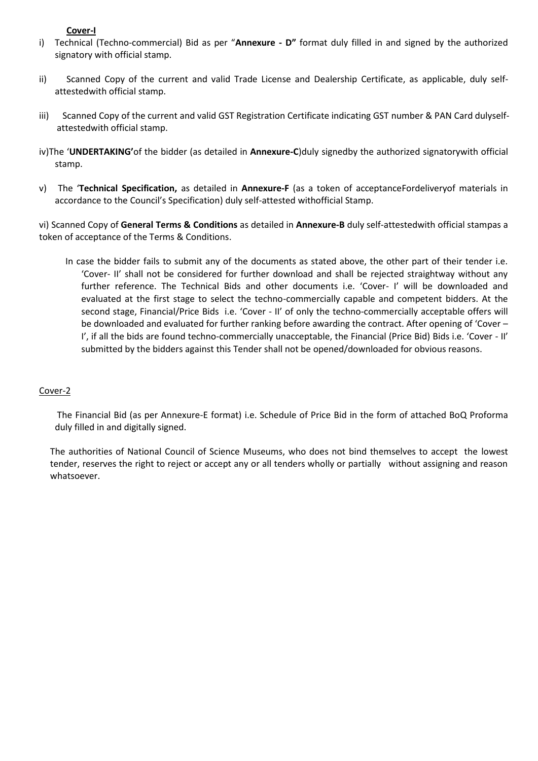**Cover-I**

i) Technical (Techno-commercial) Bid as per "**Annexure - D"** format duly filled in and signed by the authorized signatory with official stamp.

ii) Scanned Copy of the current and valid Trade License and Dealership Certificate, as applicable, duly self-attestedwith official stamp.

iii) Scanned Copy of the current and valid GST Registration Certificate indicating GST number & PAN Card dulyself-attestedwith official stamp.

iv)The '**UNDERTAKING'**of the bidder (as detailed in **Annexure-C**)duly signedby the authorized signatorywith official stamp.

v) The '**Technical Specification,** as detailed in **Annexure-F** (as a token of acceptanceFordeliveryof materials in accordance to the Council's Specification) duly self-attested withofficial Stamp.

vi) Scanned Copy of **General Terms & Conditions** as detailed in **Annexure-B** duly self-attestedwith official stampas a token of acceptance of the Terms & Conditions.

In case the bidder fails to submit any of the documents as stated above, the other part of their tender i.e. 'Cover- II' shall not be considered for further download and shall be rejected straightway without any further reference. The Technical Bids and other documents i.e. 'Cover- I' will be downloaded and evaluated at the first stage to select the techno-commercially capable and competent bidders. At the second stage, Financial/Price Bids i.e. 'Cover - II' of only the techno-commercially acceptable offers will be downloaded and evaluated for further ranking before awarding the contract. After opening of 'Cover – I', if all the bids are found techno-commercially unacceptable, the Financial (Price Bid) Bids i.e. 'Cover - II' submitted by the bidders against this Tender shall not be opened/downloaded for obvious reasons.

Cover-2

The Financial Bid (as per Annexure-E format) i.e. Schedule of Price Bid in the form of attached BoQ Proforma duly filled in and digitally signed.

The authorities of National Council of Science Museums, who does not bind themselves to accept the lowest tender, reserves the right to reject or accept any or all tenders wholly or partially without assigning and reason whatsoever.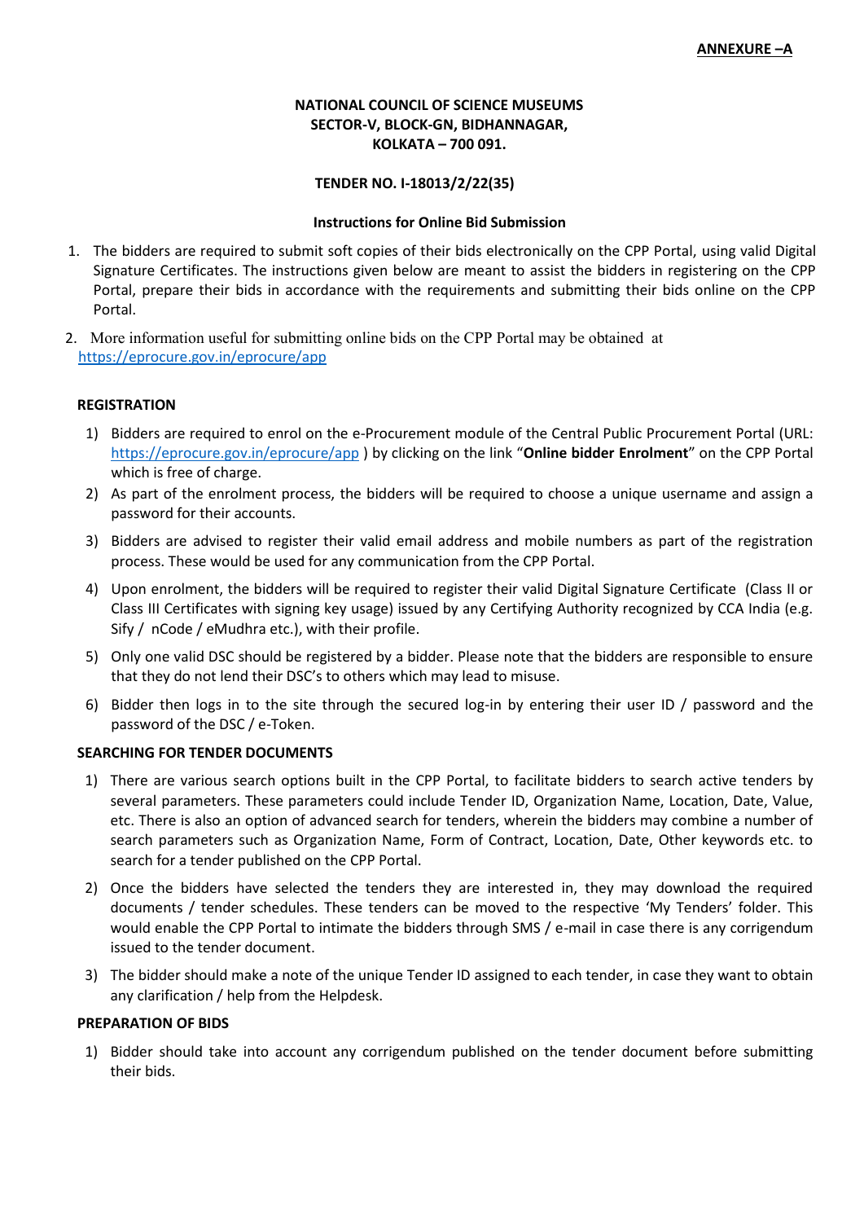**ANNEXURE –A**

**NATIONAL COUNCIL OF SCIENCE MUSEUMS**
**SECTOR-V, BLOCK-GN, BIDHANNAGAR,**
**KOLKATA – 700 091.**

**TENDER NO. I-18013/2/22(35)**

**Instructions for Online Bid Submission**

1. The bidders are required to submit soft copies of their bids electronically on the CPP Portal, using valid Digital Signature Certificates. The instructions given below are meant to assist the bidders in registering on the CPP Portal, prepare their bids in accordance with the requirements and submitting their bids online on the CPP Portal.
2. More information useful for submitting online bids on the CPP Portal may be obtained at https://eprocure.gov.in/eprocure/app

**REGISTRATION**

1) Bidders are required to enrol on the e-Procurement module of the Central Public Procurement Portal (URL: https://eprocure.gov.in/eprocure/app ) by clicking on the link "**Online bidder Enrolment**" on the CPP Portal which is free of charge.
2) As part of the enrolment process, the bidders will be required to choose a unique username and assign a password for their accounts.
3) Bidders are advised to register their valid email address and mobile numbers as part of the registration process. These would be used for any communication from the CPP Portal.
4) Upon enrolment, the bidders will be required to register their valid Digital Signature Certificate (Class II or Class III Certificates with signing key usage) issued by any Certifying Authority recognized by CCA India (e.g. Sify / nCode / eMudhra etc.), with their profile.
5) Only one valid DSC should be registered by a bidder. Please note that the bidders are responsible to ensure that they do not lend their DSC's to others which may lead to misuse.
6) Bidder then logs in to the site through the secured log-in by entering their user ID / password and the password of the DSC / e-Token.

**SEARCHING FOR TENDER DOCUMENTS**

1) There are various search options built in the CPP Portal, to facilitate bidders to search active tenders by several parameters. These parameters could include Tender ID, Organization Name, Location, Date, Value, etc. There is also an option of advanced search for tenders, wherein the bidders may combine a number of search parameters such as Organization Name, Form of Contract, Location, Date, Other keywords etc. to search for a tender published on the CPP Portal.
2) Once the bidders have selected the tenders they are interested in, they may download the required documents / tender schedules. These tenders can be moved to the respective 'My Tenders' folder. This would enable the CPP Portal to intimate the bidders through SMS / e-mail in case there is any corrigendum issued to the tender document.
3) The bidder should make a note of the unique Tender ID assigned to each tender, in case they want to obtain any clarification / help from the Helpdesk.

**PREPARATION OF BIDS**

1) Bidder should take into account any corrigendum published on the tender document before submitting their bids.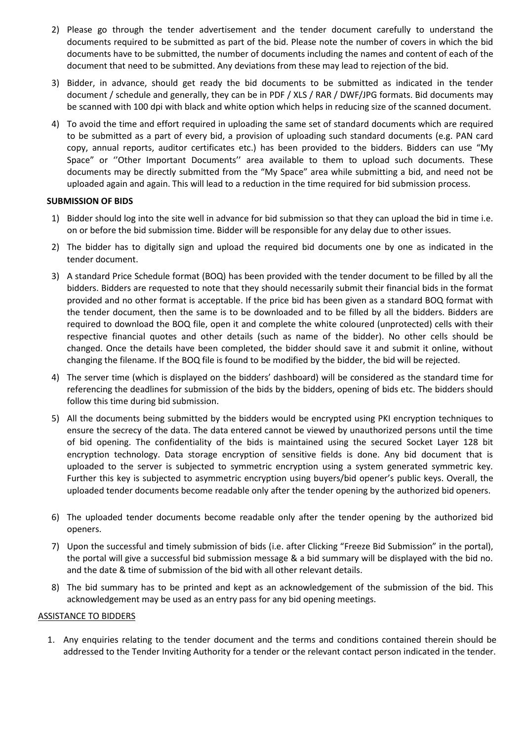2) Please go through the tender advertisement and the tender document carefully to understand the documents required to be submitted as part of the bid. Please note the number of covers in which the bid documents have to be submitted, the number of documents including the names and content of each of the document that need to be submitted. Any deviations from these may lead to rejection of the bid.

3) Bidder, in advance, should get ready the bid documents to be submitted as indicated in the tender document / schedule and generally, they can be in PDF / XLS / RAR / DWF/JPG formats. Bid documents may be scanned with 100 dpi with black and white option which helps in reducing size of the scanned document.

4) To avoid the time and effort required in uploading the same set of standard documents which are required to be submitted as a part of every bid, a provision of uploading such standard documents (e.g. PAN card copy, annual reports, auditor certificates etc.) has been provided to the bidders. Bidders can use "My Space" or ''Other Important Documents'' area available to them to upload such documents. These documents may be directly submitted from the "My Space" area while submitting a bid, and need not be uploaded again and again. This will lead to a reduction in the time required for bid submission process.

**SUBMISSION OF BIDS**

1) Bidder should log into the site well in advance for bid submission so that they can upload the bid in time i.e. on or before the bid submission time. Bidder will be responsible for any delay due to other issues.

2) The bidder has to digitally sign and upload the required bid documents one by one as indicated in the tender document.

3) A standard Price Schedule format (BOQ) has been provided with the tender document to be filled by all the bidders. Bidders are requested to note that they should necessarily submit their financial bids in the format provided and no other format is acceptable. If the price bid has been given as a standard BOQ format with the tender document, then the same is to be downloaded and to be filled by all the bidders. Bidders are required to download the BOQ file, open it and complete the white coloured (unprotected) cells with their respective financial quotes and other details (such as name of the bidder). No other cells should be changed. Once the details have been completed, the bidder should save it and submit it online, without changing the filename. If the BOQ file is found to be modified by the bidder, the bid will be rejected.

4) The server time (which is displayed on the bidders' dashboard) will be considered as the standard time for referencing the deadlines for submission of the bids by the bidders, opening of bids etc. The bidders should follow this time during bid submission.

5) All the documents being submitted by the bidders would be encrypted using PKI encryption techniques to ensure the secrecy of the data. The data entered cannot be viewed by unauthorized persons until the time of bid opening. The confidentiality of the bids is maintained using the secured Socket Layer 128 bit encryption technology. Data storage encryption of sensitive fields is done. Any bid document that is uploaded to the server is subjected to symmetric encryption using a system generated symmetric key. Further this key is subjected to asymmetric encryption using buyers/bid opener's public keys. Overall, the uploaded tender documents become readable only after the tender opening by the authorized bid openers.

6) The uploaded tender documents become readable only after the tender opening by the authorized bid openers.

7) Upon the successful and timely submission of bids (i.e. after Clicking "Freeze Bid Submission" in the portal), the portal will give a successful bid submission message & a bid summary will be displayed with the bid no. and the date & time of submission of the bid with all other relevant details.

8) The bid summary has to be printed and kept as an acknowledgement of the submission of the bid. This acknowledgement may be used as an entry pass for any bid opening meetings.

ASSISTANCE TO BIDDERS

1. Any enquiries relating to the tender document and the terms and conditions contained therein should be addressed to the Tender Inviting Authority for a tender or the relevant contact person indicated in the tender.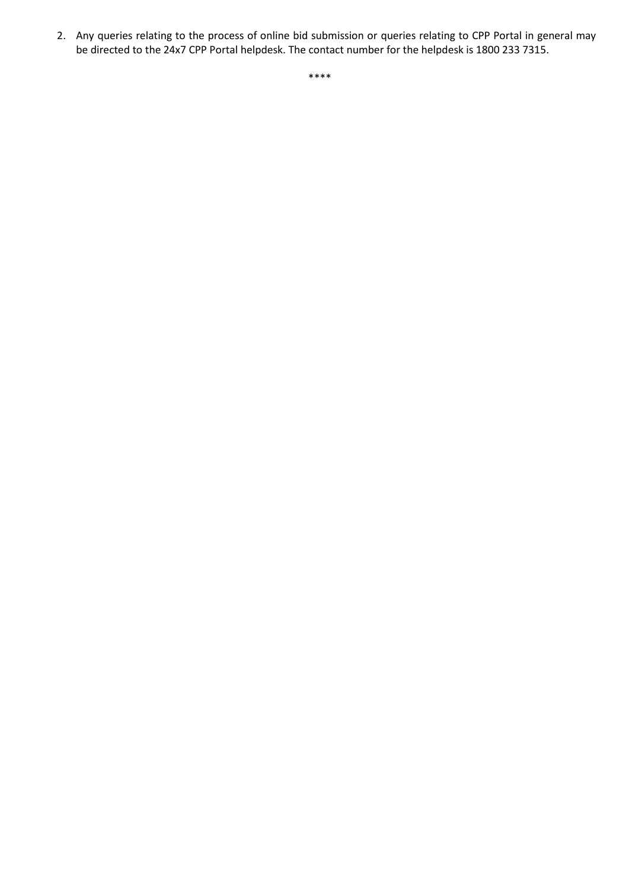2. Any queries relating to the process of online bid submission or queries relating to CPP Portal in general may be directed to the 24x7 CPP Portal helpdesk. The contact number for the helpdesk is 1800 233 7315.

****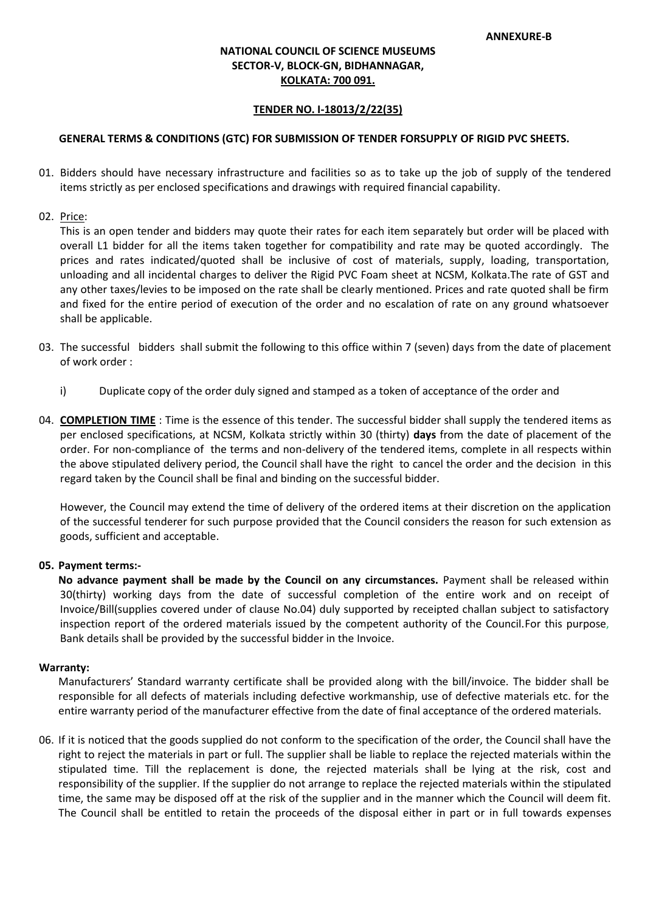**ANNEXURE-B**

**NATIONAL COUNCIL OF SCIENCE MUSEUMS**
**SECTOR-V, BLOCK-GN, BIDHANNAGAR,**
**KOLKATA: 700 091.**

**TENDER NO. I-18013/2/22(35)**

**GENERAL TERMS & CONDITIONS (GTC) FOR SUBMISSION OF TENDER FORSUPPLY OF RIGID PVC SHEETS.**

01. Bidders should have necessary infrastructure and facilities so as to take up the job of supply of the tendered items strictly as per enclosed specifications and drawings with required financial capability.

02. Price:
This is an open tender and bidders may quote their rates for each item separately but order will be placed with overall L1 bidder for all the items taken together for compatibility and rate may be quoted accordingly. The prices and rates indicated/quoted shall be inclusive of cost of materials, supply, loading, transportation, unloading and all incidental charges to deliver the Rigid PVC Foam sheet at NCSM, Kolkata.The rate of GST and any other taxes/levies to be imposed on the rate shall be clearly mentioned. Prices and rate quoted shall be firm and fixed for the entire period of execution of the order and no escalation of rate on any ground whatsoever shall be applicable.

03. The successful bidders shall submit the following to this office within 7 (seven) days from the date of placement of work order :

    i) Duplicate copy of the order duly signed and stamped as a token of acceptance of the order and

04. **COMPLETION TIME** : Time is the essence of this tender. The successful bidder shall supply the tendered items as per enclosed specifications, at NCSM, Kolkata strictly within 30 (thirty) **days** from the date of placement of the order. For non-compliance of the terms and non-delivery of the tendered items, complete in all respects within the above stipulated delivery period, the Council shall have the right to cancel the order and the decision in this regard taken by the Council shall be final and binding on the successful bidder.

    However, the Council may extend the time of delivery of the ordered items at their discretion on the application of the successful tenderer for such purpose provided that the Council considers the reason for such extension as goods, sufficient and acceptable.

**05. Payment terms:-**

**No advance payment shall be made by the Council on any circumstances.** Payment shall be released within 30(thirty) working days from the date of successful completion of the entire work and on receipt of Invoice/Bill(supplies covered under of clause No.04) duly supported by receipted challan subject to satisfactory inspection report of the ordered materials issued by the competent authority of the Council.For this purpose, Bank details shall be provided by the successful bidder in the Invoice.

**Warranty:**

Manufacturers' Standard warranty certificate shall be provided along with the bill/invoice. The bidder shall be responsible for all defects of materials including defective workmanship, use of defective materials etc. for the entire warranty period of the manufacturer effective from the date of final acceptance of the ordered materials.

06. If it is noticed that the goods supplied do not conform to the specification of the order, the Council shall have the right to reject the materials in part or full. The supplier shall be liable to replace the rejected materials within the stipulated time. Till the replacement is done, the rejected materials shall be lying at the risk, cost and responsibility of the supplier. If the supplier do not arrange to replace the rejected materials within the stipulated time, the same may be disposed off at the risk of the supplier and in the manner which the Council will deem fit. The Council shall be entitled to retain the proceeds of the disposal either in part or in full towards expenses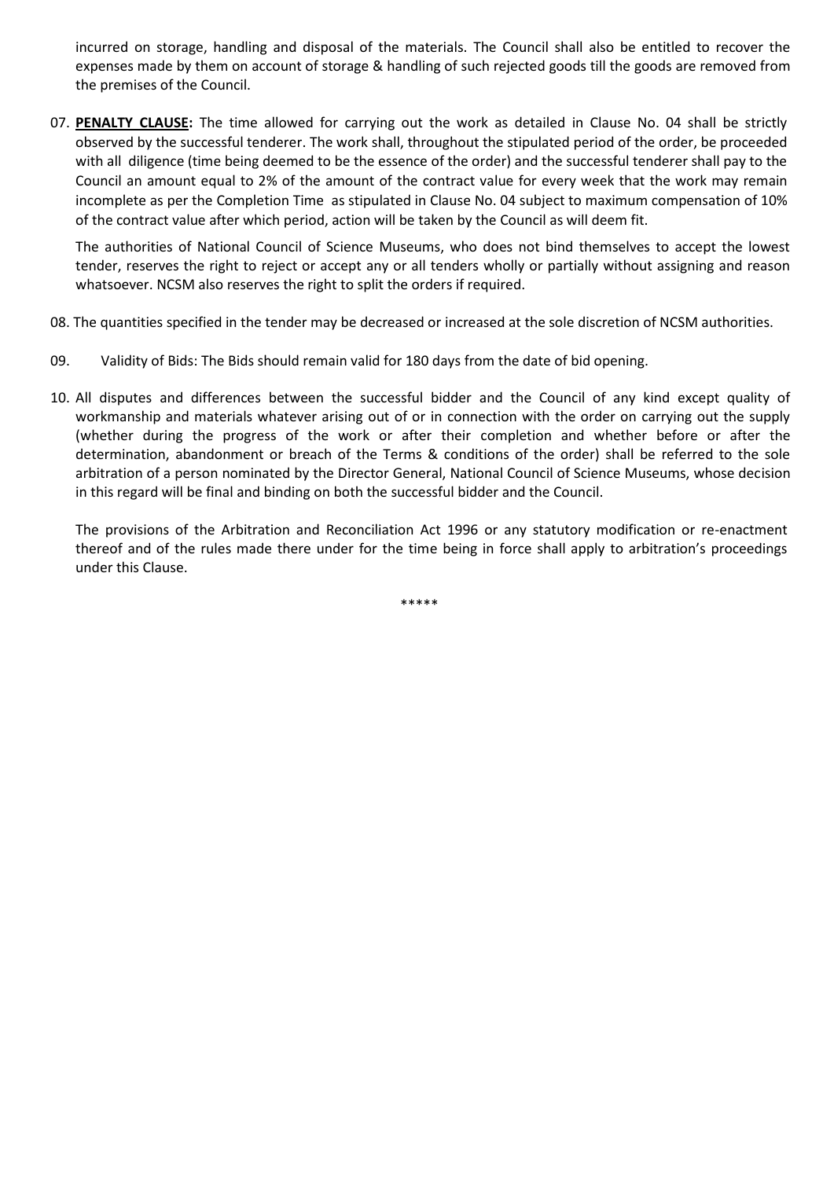incurred on storage, handling and disposal of the materials. The Council shall also be entitled to recover the expenses made by them on account of storage & handling of such rejected goods till the goods are removed from the premises of the Council.

07. **PENALTY CLAUSE:** The time allowed for carrying out the work as detailed in Clause No. 04 shall be strictly observed by the successful tenderer. The work shall, throughout the stipulated period of the order, be proceeded with all diligence (time being deemed to be the essence of the order) and the successful tenderer shall pay to the Council an amount equal to 2% of the amount of the contract value for every week that the work may remain incomplete as per the Completion Time as stipulated in Clause No. 04 subject to maximum compensation of 10% of the contract value after which period, action will be taken by the Council as will deem fit.

    The authorities of National Council of Science Museums, who does not bind themselves to accept the lowest tender, reserves the right to reject or accept any or all tenders wholly or partially without assigning and reason whatsoever. NCSM also reserves the right to split the orders if required.

08. The quantities specified in the tender may be decreased or increased at the sole discretion of NCSM authorities.

09. Validity of Bids: The Bids should remain valid for 180 days from the date of bid opening.

10. All disputes and differences between the successful bidder and the Council of any kind except quality of workmanship and materials whatever arising out of or in connection with the order on carrying out the supply (whether during the progress of the work or after their completion and whether before or after the determination, abandonment or breach of the Terms & conditions of the order) shall be referred to the sole arbitration of a person nominated by the Director General, National Council of Science Museums, whose decision in this regard will be final and binding on both the successful bidder and the Council.

    The provisions of the Arbitration and Reconciliation Act 1996 or any statutory modification or re-enactment thereof and of the rules made there under for the time being in force shall apply to arbitration's proceedings under this Clause.

*****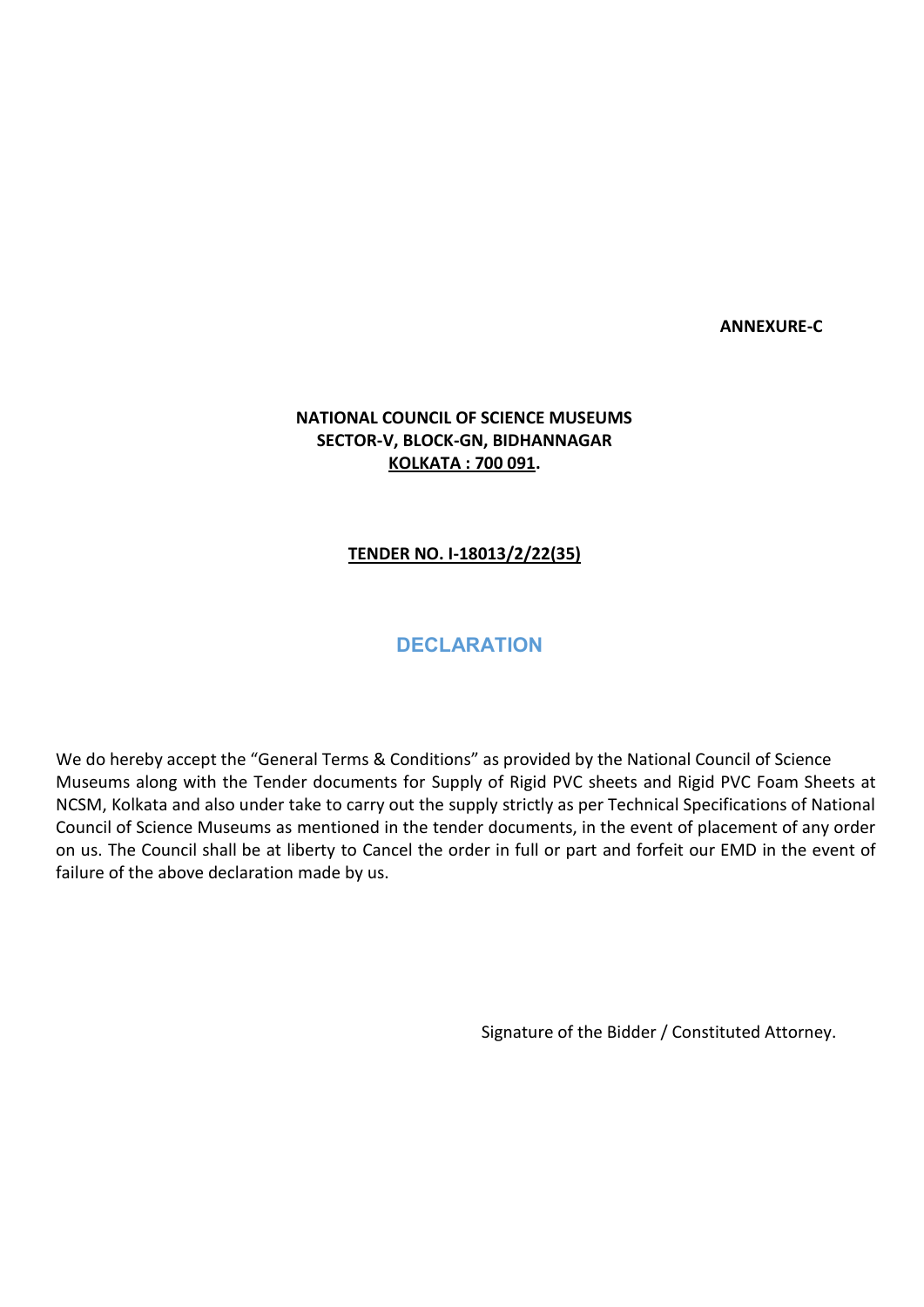**ANNEXURE-C**

**NATIONAL COUNCIL OF SCIENCE MUSEUMS**
**SECTOR-V, BLOCK-GN, BIDHANNAGAR**
**<u>KOLKATA : 700 091</u>.**

**<u>TENDER NO. I-18013/2/22(35)</u>**

## DECLARATION

We do hereby accept the "General Terms & Conditions" as provided by the National Council of Science Museums along with the Tender documents for Supply of Rigid PVC sheets and Rigid PVC Foam Sheets at NCSM, Kolkata and also under take to carry out the supply strictly as per Technical Specifications of National Council of Science Museums as mentioned in the tender documents, in the event of placement of any order on us. The Council shall be at liberty to Cancel the order in full or part and forfeit our EMD in the event of failure of the above declaration made by us.

Signature of the Bidder / Constituted Attorney.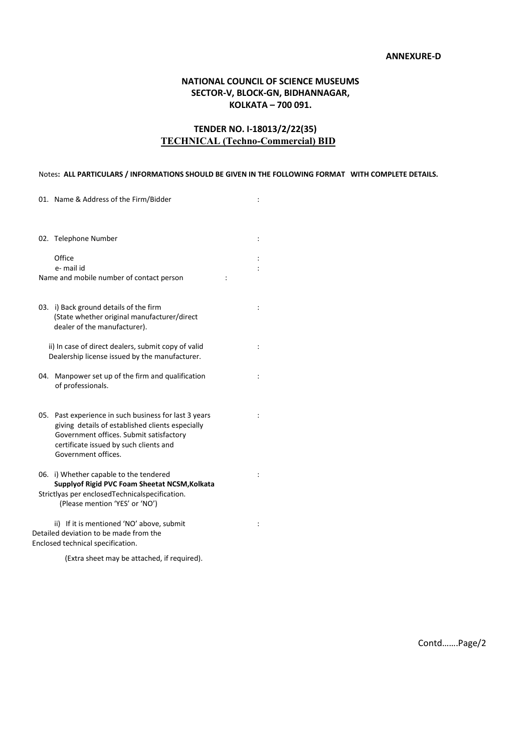**ANNEXURE-D**

## NATIONAL COUNCIL OF SCIENCE MUSEUMS
## SECTOR-V, BLOCK-GN, BIDHANNAGAR,
## KOLKATA – 700 091.

## TENDER NO. I-18013/2/22(35)
## <u>TECHNICAL (Techno-Commercial) BID</u>

Notes**: ALL PARTICULARS / INFORMATIONS SHOULD BE GIVEN IN THE FOLLOWING FORMAT WITH COMPLETE DETAILS.**

01. Name & Address of the Firm/Bidder :

02. Telephone Number :

    Office :

    e- mail id :

    Name and mobile number of contact person :

03. i) Back ground details of the firm (State whether original manufacturer/direct dealer of the manufacturer). :

    ii) In case of direct dealers, submit copy of valid Dealership license issued by the manufacturer. :

04. Manpower set up of the firm and qualification of professionals. :

05. Past experience in such business for last 3 years giving details of established clients especially Government offices. Submit satisfactory certificate issued by such clients and Government offices. :

06. i) Whether capable to the tendered **Supplyof Rigid PVC Foam Sheetat NCSM,Kolkata** Strictlyas per enclosedTechnicalspecification. (Please mention 'YES' or 'NO') :

    ii) If it is mentioned 'NO' above, submit Detailed deviation to be made from the Enclosed technical specification. :

    (Extra sheet may be attached, if required).

Contd…….Page/2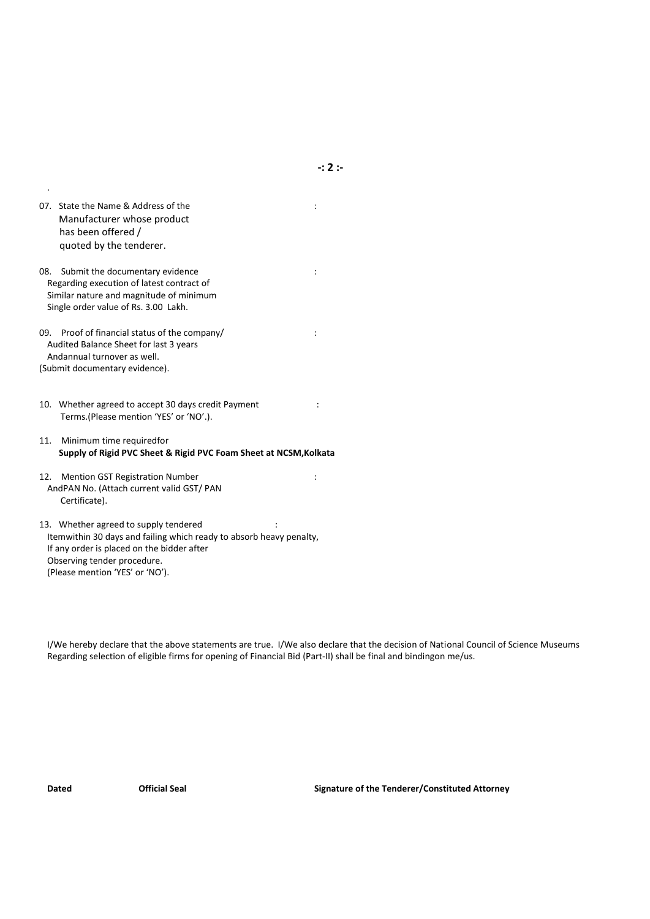07. State the Name & Address of the Manufacturer whose product has been offered / quoted by the tenderer. :

08. Submit the documentary evidence Regarding execution of latest contract of Similar nature and magnitude of minimum Single order value of Rs. 3.00 Lakh. :

09. Proof of financial status of the company/ Audited Balance Sheet for last 3 years Andannual turnover as well. (Submit documentary evidence). :

10. Whether agreed to accept 30 days credit Payment Terms.(Please mention 'YES' or 'NO'.). :

11. Minimum time requiredfor **Supply of Rigid PVC Sheet & Rigid PVC Foam Sheet at NCSM,Kolkata**

12. Mention GST Registration Number AndPAN No. (Attach current valid GST/ PAN Certificate). :

13. Whether agreed to supply tendered Itemwithin 30 days and failing which ready to absorb heavy penalty, If any order is placed on the bidder after Observing tender procedure. (Please mention 'YES' or 'NO'). :

I/We hereby declare that the above statements are true. I/We also declare that the decision of National Council of Science Museums Regarding selection of eligible firms for opening of Financial Bid (Part-II) shall be final and bindingon me/us.

**Dated** **Official Seal** **Signature of the Tenderer/Constituted Attorney**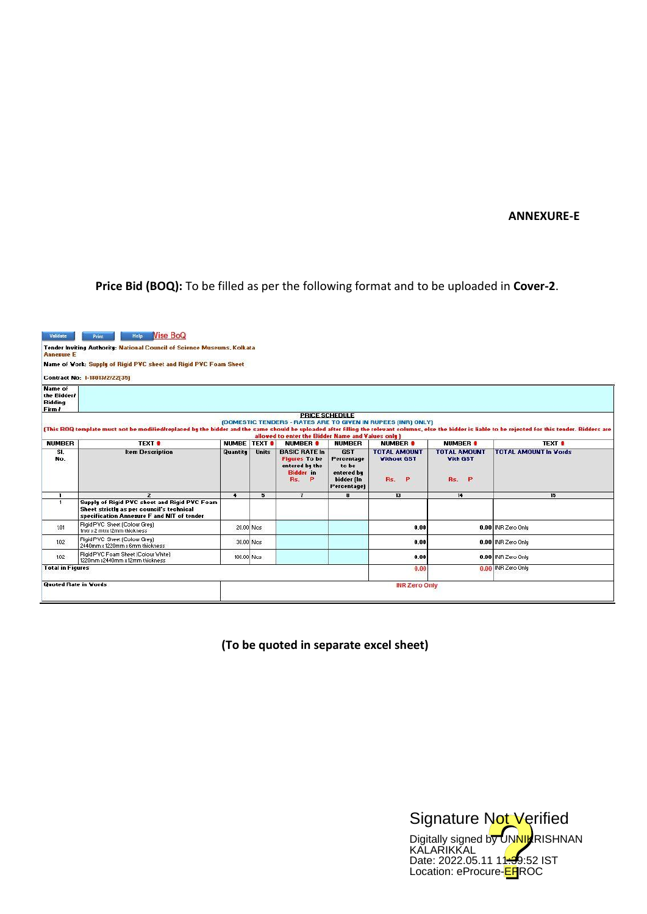**ANNEXURE-E**

**Price Bid (BOQ):** To be filled as per the following format and to be uploaded in **Cover-2**.

Validate Print Help Wise BoQ

**Tender Inviting Authority: National Council of Science Museums, Kolkata**
**Annexure E**

**Name of Work: Supply of Rigid PVC sheet and Rigid PVC Foam Sheet**

**Contract No: I-18013/2/22(35)**

**Name of the Bidder/ Bidding Firm /**

**PRICE SCHEDULE**
**(DOMESTIC TENDERS - RATES ARE TO GIVEN IN RUPEES (INR) ONLY)**
**(This BOQ template must not be modified/replaced by the bidder and the same should be uploaded after filling the relevant columns, else the bidder is liable to be rejected for this tender. Bidders are allowed to enter the Bidder Name and Values only )**

| NUMBER | TEXT # | NUMBER | TEXT # | NUMBER # | NUMBER | NUMBER # | NUMBER # | TEXT # |
|---|---|---|---|---|---|---|---|---|
| Sl. No. | Item Description | Quantity | Units | BASIC RATE In Figures To be entered by the Bidder in Rs. P | GST Percentage to be entered by bidder (In Percentage) | TOTAL AMOUNT Without GST Rs. P | TOTAL AMOUNT With GST Rs. P | TOTAL AMOUNT In Words |
| 1 | 2 | 4 | 5 | 7 | 8 | 13 | 14 | 15 |
| 1 | Supply of Rigid PVC sheet and Rigid PVC Foam Sheet strictly as per council's technical specification Annexure F and NIT of tender | | | | | | | |
| 101 | Rigid PVC Sheet (Colour Grey) 1mtr x 2 mtr x 12mm thickness | 20.00 | Nos | | | 0.00 | 0.00 | INR Zero Only |
| 102 | Rigid PVC Sheet (Colour Grey) 2440mm x 1220mm x 6mm thickness | 30.00 | Nos | | | 0.00 | 0.00 | INR Zero Only |
| 102 | Rigid PVC Foam Sheet (Colour White) 1220mm x 2440mm x 12mm thickness | 100.00 | Nos | | | 0.00 | 0.00 | INR Zero Only |
| Total in Figures | | | | | | 0.00 | 0.00 | INR Zero Only |
| Quoted Rate in Words | | INR Zero Only | | | | | | |

**(To be quoted in separate excel sheet)**

Signature Not Verified
Digitally signed by UNNIKRISHNAN KALARIKKAL
Date: 2022.05.11 11:39:52 IST
Location: eProcure-EPROC